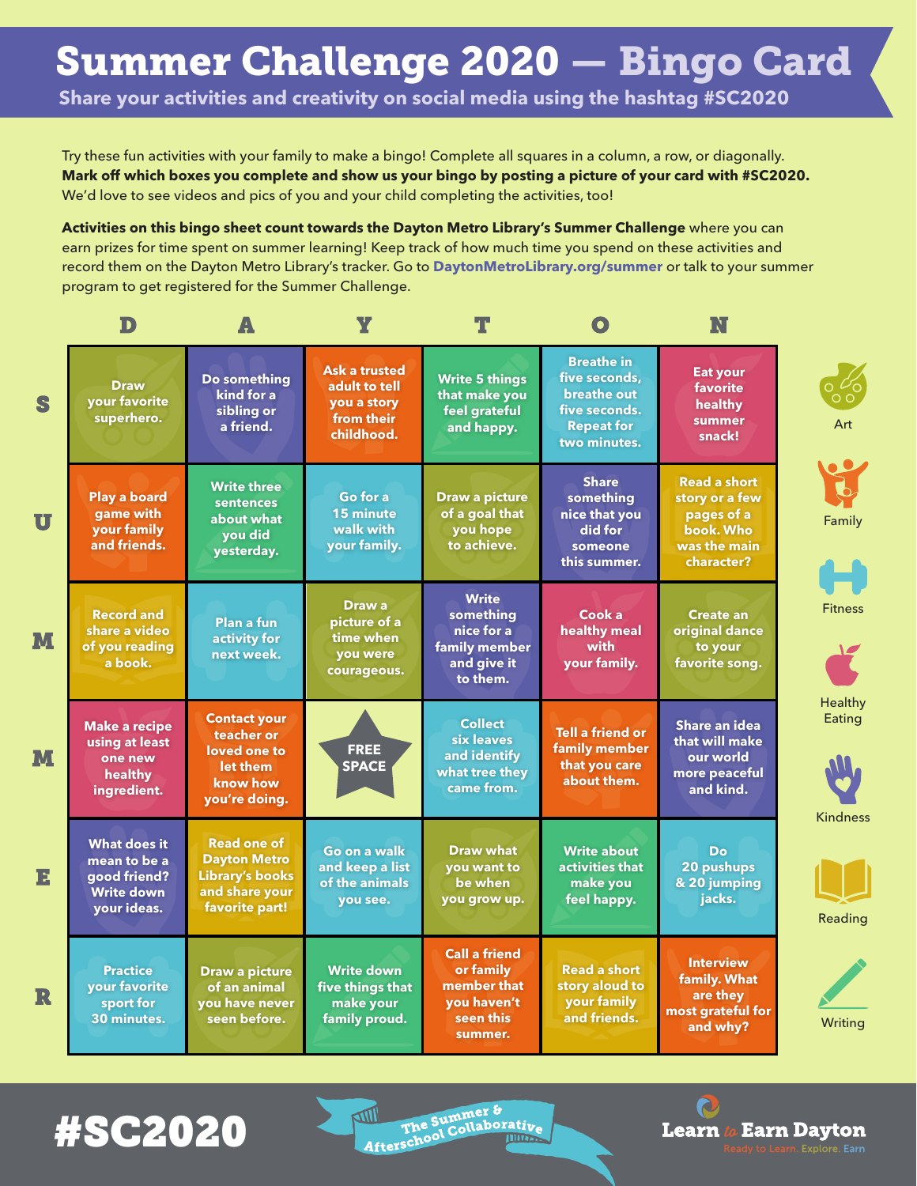# Summer Challenge 2020 — Bingo Card

**Share your activities and creativity on social media using the hashtag #SC2020**

Try these fun activities with your family to make a bingo! Complete all squares in a column, a row, or diagonally. **Mark off which boxes you complete and show us your bingo by posting a picture of your card with #SC2020.** We'd love to see videos and pics of you and your child completing the activities, too!

**Activities on this bingo sheet count towards the Dayton Metro Library's Summer Challenge** where you can earn prizes for time spent on summer learning! Keep track of how much time you spend on these activities and record them on the Dayton Metro Library's tracker. Go to **DaytonMetroLibrary.org/summer** or talk to your summer program to get registered for the Summer Challenge.

| | D | A | Y | T | O | N |
|---|---|---|---|---|---|---|
| **S** | Draw your favorite superhero. | Do something kind for a sibling or a friend. | Ask a trusted adult to tell you a story from their childhood. | Write 5 things that make you feel grateful and happy. | Breathe in five seconds, breathe out five seconds. Repeat for two minutes. | Eat your favorite healthy summer snack! |
| **U** | Play a board game with your family and friends. | Write three sentences about what you did yesterday. | Go for a 15 minute walk with your family. | Draw a picture of a goal that you hope to achieve. | Share something nice that you did for someone this summer. | Read a short story or a few pages of a book. Who was the main character? |
| **M** | Record and share a video of you reading a book. | Plan a fun activity for next week. | Draw a picture of a time when you were courageous. | Write something nice for a family member and give it to them. | Cook a healthy meal with your family. | Create an original dance to your favorite song. |
| **M** | Make a recipe using at least one new healthy ingredient. | Contact your teacher or loved one to let them know how you're doing. | FREE SPACE | Collect six leaves and identify what tree they came from. | Tell a friend or family member that you care about them. | Share an idea that will make our world more peaceful and kind. |
| **E** | What does it mean to be a good friend? Write down your ideas. | Read one of Dayton Metro Library's books and share your favorite part! | Go on a walk and keep a list of the animals you see. | Draw what you want to be when you grow up. | Write about activities that make you feel happy. | Do 20 pushups & 20 jumping jacks. |
| **R** | Practice your favorite sport for 30 minutes. | Draw a picture of an animal you have never seen before. | Write down five things that make your family proud. | Call a friend or family member that you haven't seen this summer. | Read a short story aloud to your family and friends. | Interview family. What are they most grateful for and why? |

Art · Family · Fitness · Healthy Eating · Kindness · Reading · Writing

#SC2020

The Summer & Afterschool Collaborative

Learn to Earn Dayton — Ready to Learn. Explore. Earn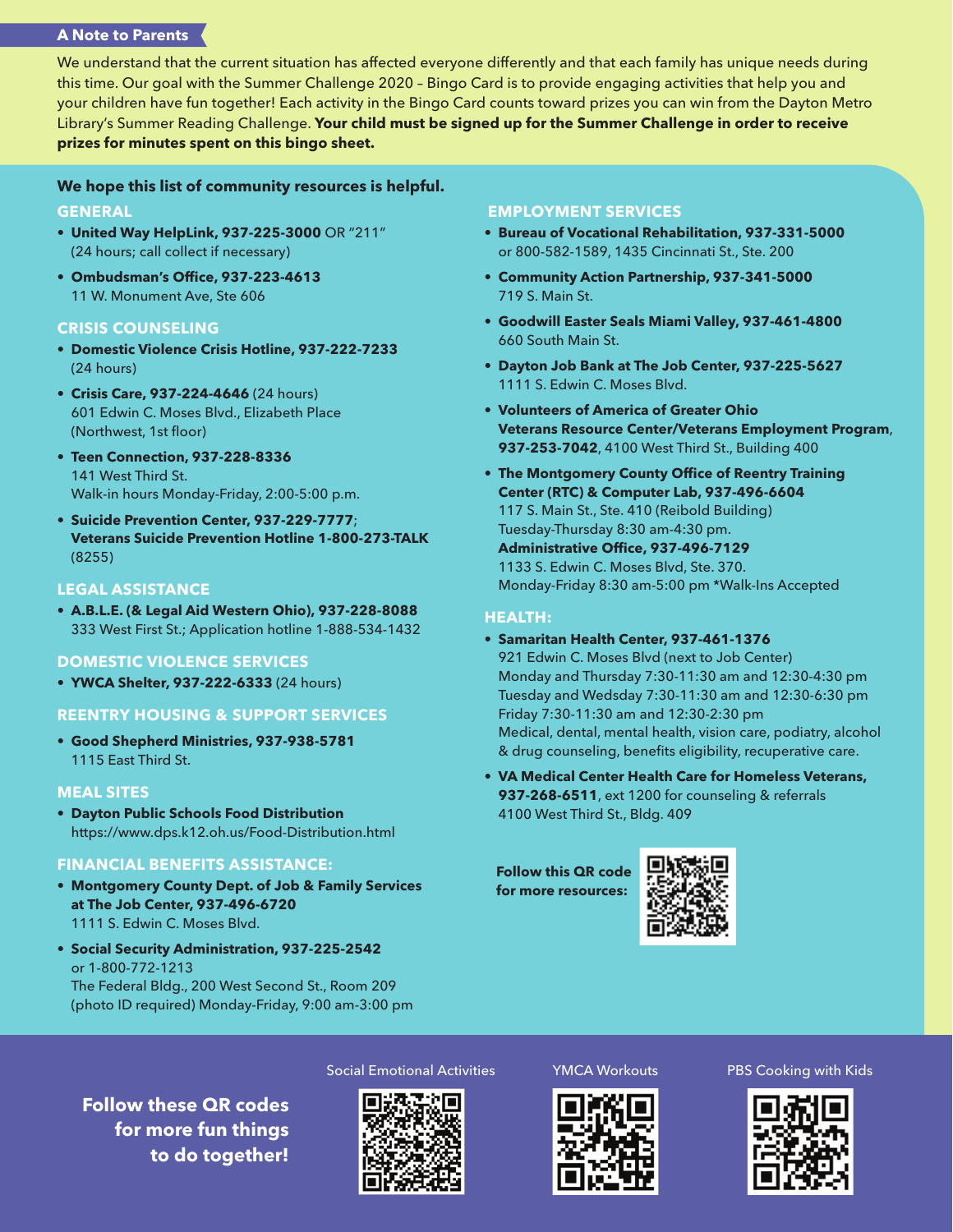## A Note to Parents

We understand that the current situation has affected everyone differently and that each family has unique needs during this time. Our goal with the Summer Challenge 2020 – Bingo Card is to provide engaging activities that help you and your children have fun together! Each activity in the Bingo Card counts toward prizes you can win from the Dayton Metro Library's Summer Reading Challenge. **Your child must be signed up for the Summer Challenge in order to receive prizes for minutes spent on this bingo sheet.**

**We hope this list of community resources is helpful.**

### GENERAL

- **United Way HelpLink, 937-225-3000** OR "211" (24 hours; call collect if necessary)
- **Ombudsman's Office, 937-223-4613**
  11 W. Monument Ave, Ste 606

### CRISIS COUNSELING

- **Domestic Violence Crisis Hotline, 937-222-7233** (24 hours)
- **Crisis Care, 937-224-4646** (24 hours)
  601 Edwin C. Moses Blvd., Elizabeth Place (Northwest, 1st floor)
- **Teen Connection, 937-228-8336**
  141 West Third St.
  Walk-in hours Monday-Friday, 2:00-5:00 p.m.
- **Suicide Prevention Center, 937-229-7777**; **Veterans Suicide Prevention Hotline 1-800-273-TALK** (8255)

### LEGAL ASSISTANCE

- **A.B.L.E. (& Legal Aid Western Ohio), 937-228-8088**
  333 West First St.; Application hotline 1-888-534-1432

### DOMESTIC VIOLENCE SERVICES

- **YWCA Shelter, 937-222-6333** (24 hours)

### REENTRY HOUSING & SUPPORT SERVICES

- **Good Shepherd Ministries, 937-938-5781**
  1115 East Third St.

### MEAL SITES

- **Dayton Public Schools Food Distribution**
  https://www.dps.k12.oh.us/Food-Distribution.html

### FINANCIAL BENEFITS ASSISTANCE:

- **Montgomery County Dept. of Job & Family Services at The Job Center, 937-496-6720**
  1111 S. Edwin C. Moses Blvd.
- **Social Security Administration, 937-225-2542**
  or 1-800-772-1213
  The Federal Bldg., 200 West Second St., Room 209
  (photo ID required) Monday-Friday, 9:00 am-3:00 pm

### EMPLOYMENT SERVICES

- **Bureau of Vocational Rehabilitation, 937-331-5000**
  or 800-582-1589, 1435 Cincinnati St., Ste. 200
- **Community Action Partnership, 937-341-5000**
  719 S. Main St.
- **Goodwill Easter Seals Miami Valley, 937-461-4800**
  660 South Main St.
- **Dayton Job Bank at The Job Center, 937-225-5627**
  1111 S. Edwin C. Moses Blvd.
- **Volunteers of America of Greater Ohio Veterans Resource Center/Veterans Employment Program**, **937-253-7042**, 4100 West Third St., Building 400
- **The Montgomery County Office of Reentry Training Center (RTC) & Computer Lab, 937-496-6604**
  117 S. Main St., Ste. 410 (Reibold Building)
  Tuesday-Thursday 8:30 am-4:30 pm.
  **Administrative Office, 937-496-7129**
  1133 S. Edwin C. Moses Blvd, Ste. 370.
  Monday-Friday 8:30 am-5:00 pm *Walk-Ins Accepted

### HEALTH:

- **Samaritan Health Center, 937-461-1376**
  921 Edwin C. Moses Blvd (next to Job Center)
  Monday and Thursday 7:30-11:30 am and 12:30-4:30 pm
  Tuesday and Wedsday 7:30-11:30 am and 12:30-6:30 pm
  Friday 7:30-11:30 am and 12:30-2:30 pm
  Medical, dental, mental health, vision care, podiatry, alcohol & drug counseling, benefits eligibility, recuperative care.
- **VA Medical Center Health Care for Homeless Veterans, 937-268-6511**, ext 1200 for counseling & referrals
  4100 West Third St., Bldg. 409

**Follow this QR code for more resources:**

**Follow these QR codes for more fun things to do together!**

Social Emotional Activities

YMCA Workouts

PBS Cooking with Kids